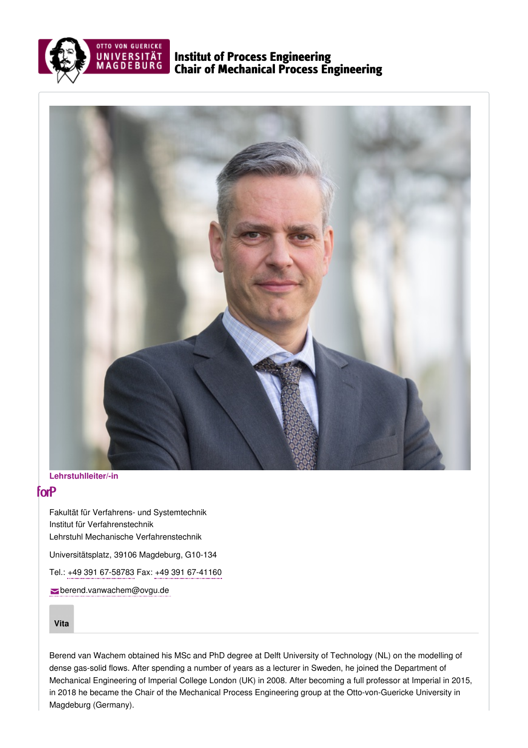# Institut of Process Engineering
## Chair of Mechanical Process Engineering

**Lehrstuhlleiter/-in**

forP

Fakultät für Verfahrens- und Systemtechnik
Institut für Verfahrenstechnik
Lehrstuhl Mechanische Verfahrenstechnik

Universitätsplatz, 39106 Magdeburg, G10-134

Tel.: +49 391 67-58783 Fax: +49 391 67-41160

berend.vanwachem@ovgu.de

**Vita**

Berend van Wachem obtained his MSc and PhD degree at Delft University of Technology (NL) on the modelling of dense gas-solid flows. After spending a number of years as a lecturer in Sweden, he joined the Department of Mechanical Engineering of Imperial College London (UK) in 2008. After becoming a full professor at Imperial in 2015, in 2018 he became the Chair of the Mechanical Process Engineering group at the Otto-von-Guericke University in Magdeburg (Germany).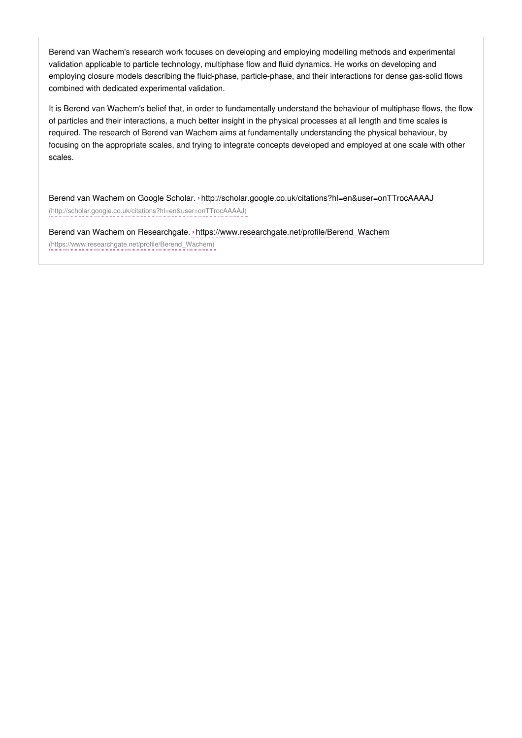Berend van Wachem's research work focuses on developing and employing modelling methods and experimental validation applicable to particle technology, multiphase flow and fluid dynamics. He works on developing and employing closure models describing the fluid-phase, particle-phase, and their interactions for dense gas-solid flows combined with dedicated experimental validation.

It is Berend van Wachem's belief that, in order to fundamentally understand the behaviour of multiphase flows, the flow of particles and their interactions, a much better insight in the physical processes at all length and time scales is required. The research of Berend van Wachem aims at fundamentally understanding the physical behaviour, by focusing on the appropriate scales, and trying to integrate concepts developed and employed at one scale with other scales.

Berend van Wachem on Google Scholar. › http://scholar.google.co.uk/citations?hl=en&user=onTTrocAAAAJ (http://scholar.google.co.uk/citations?hl=en&user=onTTrocAAAAJ)

Berend van Wachem on Researchgate. › https://www.researchgate.net/profile/Berend_Wachem (https://www.researchgate.net/profile/Berend_Wachem)